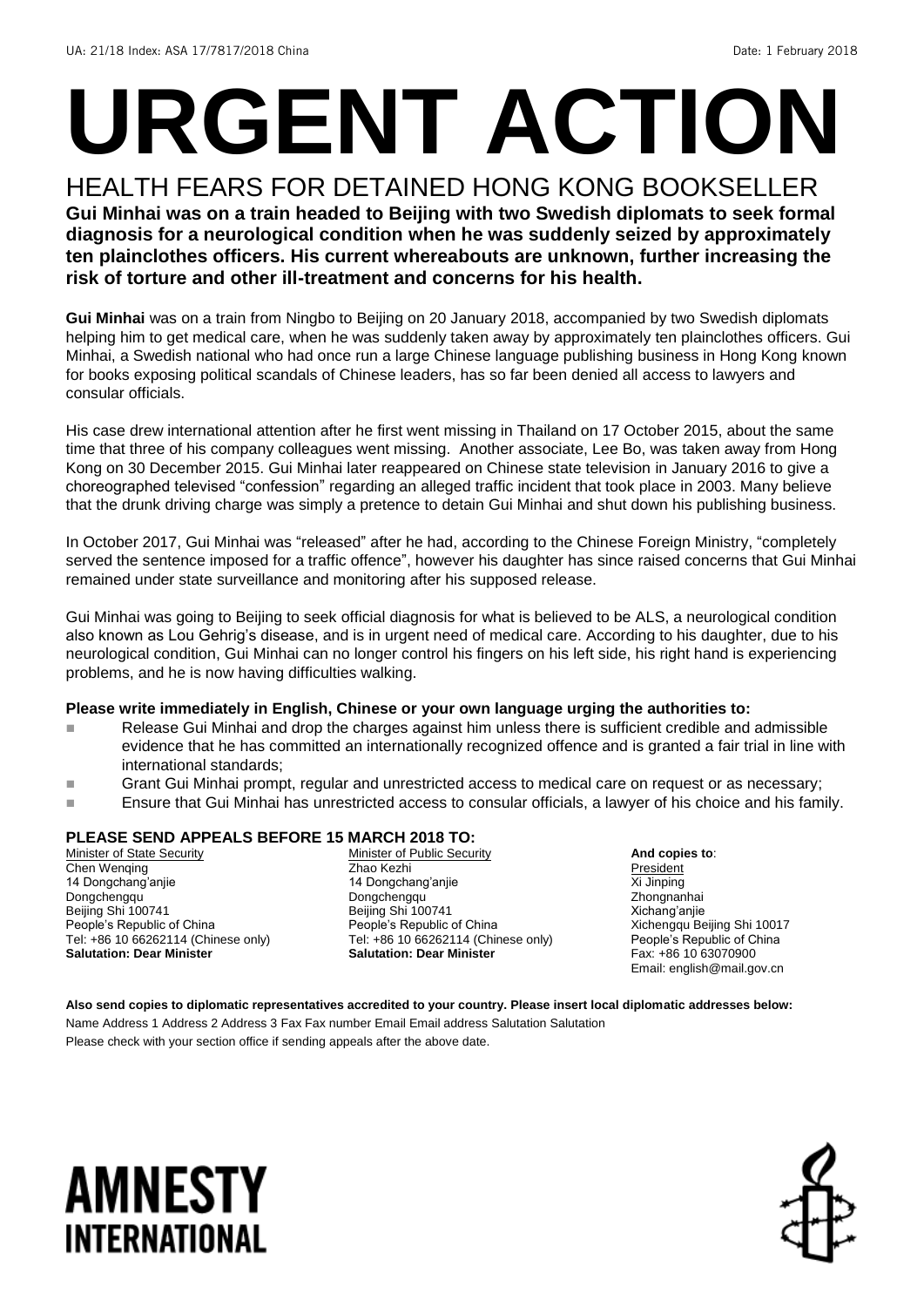UA: 21/18 Index: ASA 17/7817/2018 China Date: 1 February 2018

# URGENT ACTION

## HEALTH FEARS FOR DETAINED HONG KONG BOOKSELLER

**Gui Minhai was on a train headed to Beijing with two Swedish diplomats to seek formal diagnosis for a neurological condition when he was suddenly seized by approximately ten plainclothes officers. His current whereabouts are unknown, further increasing the risk of torture and other ill-treatment and concerns for his health.**

**Gui Minhai** was on a train from Ningbo to Beijing on 20 January 2018, accompanied by two Swedish diplomats helping him to get medical care, when he was suddenly taken away by approximately ten plainclothes officers. Gui Minhai, a Swedish national who had once run a large Chinese language publishing business in Hong Kong known for books exposing political scandals of Chinese leaders, has so far been denied all access to lawyers and consular officials.

His case drew international attention after he first went missing in Thailand on 17 October 2015, about the same time that three of his company colleagues went missing. Another associate, Lee Bo, was taken away from Hong Kong on 30 December 2015. Gui Minhai later reappeared on Chinese state television in January 2016 to give a choreographed televised "confession" regarding an alleged traffic incident that took place in 2003. Many believe that the drunk driving charge was simply a pretence to detain Gui Minhai and shut down his publishing business.

In October 2017, Gui Minhai was "released" after he had, according to the Chinese Foreign Ministry, "completely served the sentence imposed for a traffic offence", however his daughter has since raised concerns that Gui Minhai remained under state surveillance and monitoring after his supposed release.

Gui Minhai was going to Beijing to seek official diagnosis for what is believed to be ALS, a neurological condition also known as Lou Gehrig's disease, and is in urgent need of medical care. According to his daughter, due to his neurological condition, Gui Minhai can no longer control his fingers on his left side, his right hand is experiencing problems, and he is now having difficulties walking.

**Please write immediately in English, Chinese or your own language urging the authorities to:**

- Release Gui Minhai and drop the charges against him unless there is sufficient credible and admissible evidence that he has committed an internationally recognized offence and is granted a fair trial in line with international standards;
- Grant Gui Minhai prompt, regular and unrestricted access to medical care on request or as necessary;
- Ensure that Gui Minhai has unrestricted access to consular officials, a lawyer of his choice and his family.

**PLEASE SEND APPEALS BEFORE 15 MARCH 2018 TO:**

Minister of State Security
Chen Wenqing
14 Dongchang'anjie
Dongchengqu
Beijing Shi 100741
People's Republic of China
Tel: +86 10 66262114 (Chinese only)
**Salutation: Dear Minister**

Minister of Public Security
Zhao Kezhi
14 Dongchang'anjie
Dongchengqu
Beijing Shi 100741
People's Republic of China
Tel: +86 10 66262114 (Chinese only)
**Salutation: Dear Minister**

**And copies to**:
President
Xi Jinping
Zhongnanhai
Xichang'anjie
Xichengqu Beijing Shi 10017
People's Republic of China
Fax: +86 10 63070900
Email: english@mail.gov.cn

**Also send copies to diplomatic representatives accredited to your country. Please insert local diplomatic addresses below:**
Name Address 1 Address 2 Address 3 Fax Fax number Email Email address Salutation Salutation
Please check with your section office if sending appeals after the above date.

AMNESTY INTERNATIONAL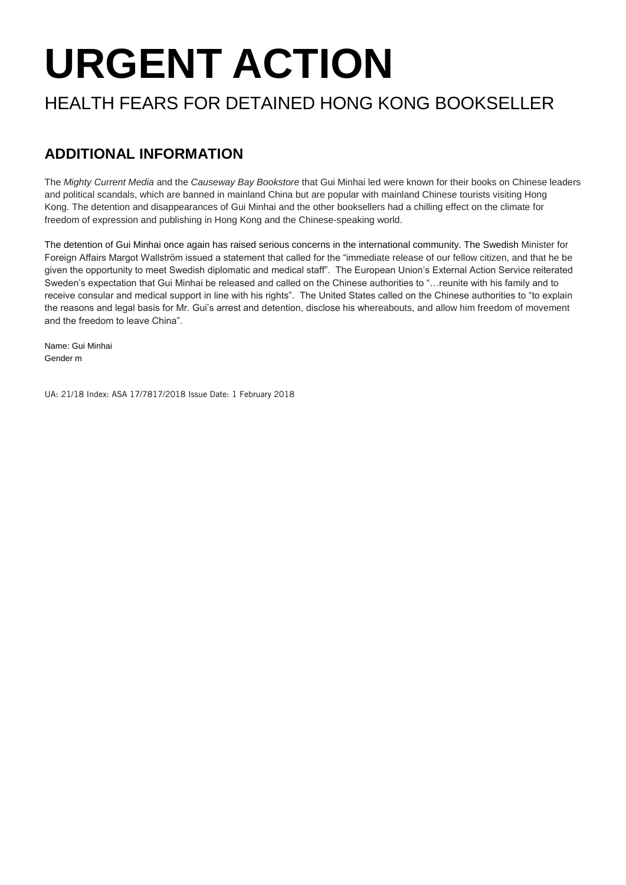# URGENT ACTION

## HEALTH FEARS FOR DETAINED HONG KONG BOOKSELLER

### ADDITIONAL INFORMATION

The *Mighty Current Media* and the *Causeway Bay Bookstore* that Gui Minhai led were known for their books on Chinese leaders and political scandals, which are banned in mainland China but are popular with mainland Chinese tourists visiting Hong Kong. The detention and disappearances of Gui Minhai and the other booksellers had a chilling effect on the climate for freedom of expression and publishing in Hong Kong and the Chinese-speaking world.

The detention of Gui Minhai once again has raised serious concerns in the international community. The Swedish Minister for Foreign Affairs Margot Wallström issued a statement that called for the "immediate release of our fellow citizen, and that he be given the opportunity to meet Swedish diplomatic and medical staff". The European Union's External Action Service reiterated Sweden's expectation that Gui Minhai be released and called on the Chinese authorities to "…reunite with his family and to receive consular and medical support in line with his rights". The United States called on the Chinese authorities to "to explain the reasons and legal basis for Mr. Gui's arrest and detention, disclose his whereabouts, and allow him freedom of movement and the freedom to leave China".

Name: Gui Minhai
Gender m

UA: 21/18 Index: ASA 17/7817/2018 Issue Date: 1 February 2018